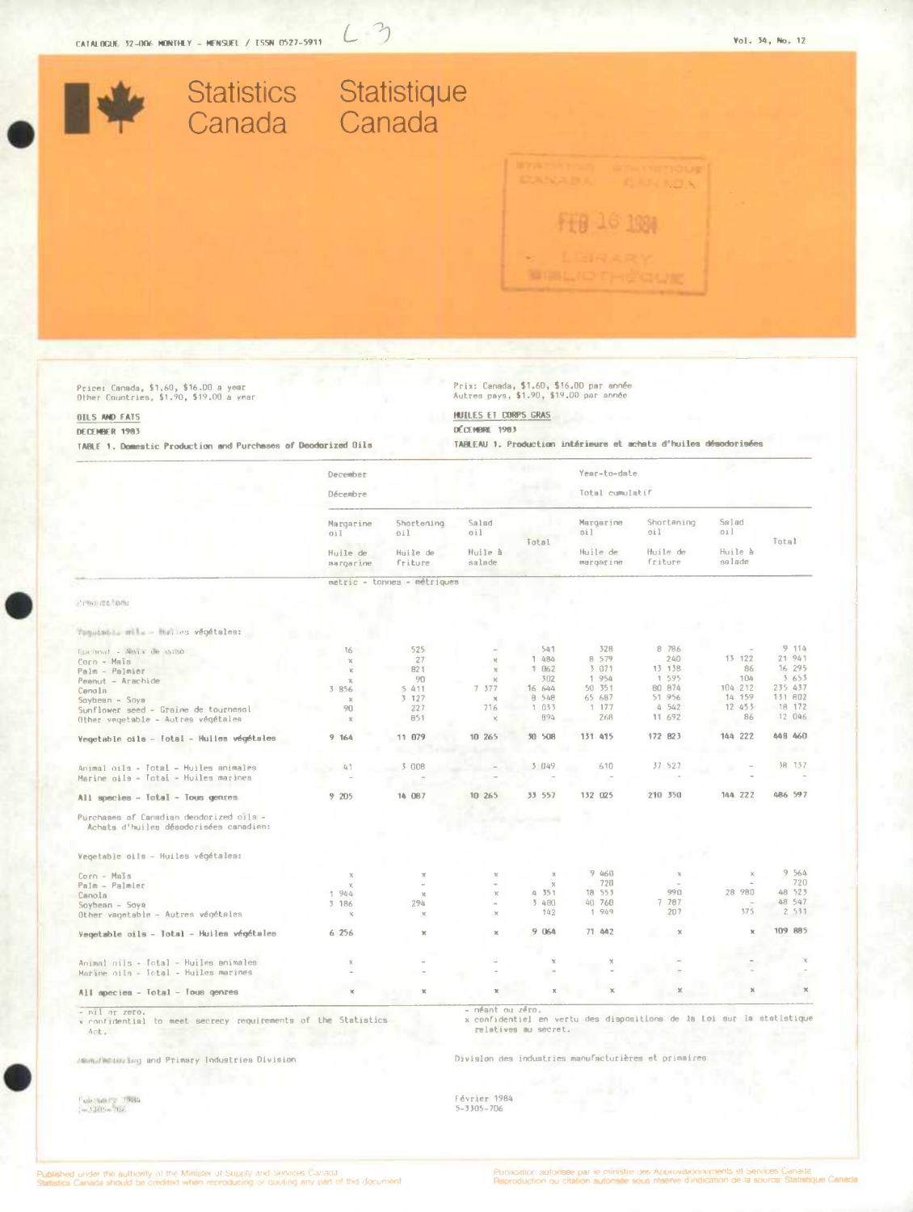CATALOGUE 32-006 MONTHLY - MENSUEL / ISSN 0527-5911

Vol. 34, No. 12

# Statistics Canada / Statistique Canada

Price: Canada, $1.60, $16.00 a year
Other Countries, $1.90, $19.00 a year

Prix: Canada, $1.60, $16.00 par année
Autres pays, $1.90, $19.00 par année

## OILS AND FATS / HUILES ET CORPS GRAS

DECEMBER 1983 / DÉCEMBRE 1983

### TABLE 1. Domestic Production and Purchases of Deodorized Oils / TABLEAU 1. Production intérieure et achats d'huiles désodorisées

| | December / Décembre | | | | Year-to-date / Total cumulatif | | | |
|---|---|---|---|---|---|---|---|---|
| | Margarine oil / Huile de margarine | Shortening oil / Huile de friture | Salad oil / Huile à salade | Total | Margarine oil / Huile de margarine | Shortening oil / Huile de friture | Salad oil / Huile à salade | Total |
| | metric - tonnes - métriques | | | | | | | |
| **Production:** | | | | | | | | |
| Vegetable oils - Huiles végétales: | | | | | | | | |
| Coconut - Noix de coco | 16 | 525 | - | 541 | 328 | 8 786 | - | 9 114 |
| Corn - Maïs | x | 27 | x | 1 484 | 8 579 | 240 | 13 122 | 21 941 |
| Palm - Palmier | x | 821 | x | 1 062 | 3 071 | 13 138 | 86 | 16 295 |
| Peanut - Arachide | x | 90 | x | 302 | 1 954 | 1 595 | 104 | 3 653 |
| Canola | 3 856 | 5 411 | 7 377 | 16 644 | 50 351 | 80 874 | 104 212 | 235 437 |
| Soybean - Soya | x | 3 127 | x | 8 548 | 65 687 | 51 956 | 14 159 | 131 802 |
| Sunflower seed - Graine de tournesol | 90 | 227 | 716 | 1 033 | 1 177 | 4 542 | 12 453 | 18 172 |
| Other vegetable - Autres végétales | x | 851 | x | 894 | 268 | 11 692 | 86 | 12 046 |
| **Vegetable oils - Total - Huiles végétales** | 9 164 | 11 079 | 10 265 | 30 508 | 131 415 | 172 823 | 144 222 | 448 460 |
| Animal oils - Total - Huiles animales | 41 | 3 008 | - | 3 049 | 610 | 37 527 | - | 38 137 |
| Marine oils - Total - Huiles marines | - | - | - | - | - | - | - | - |
| **All species - Total - Tous genres** | 9 205 | 14 087 | 10 265 | 33 557 | 132 025 | 210 350 | 144 222 | 486 597 |
| Purchases of Canadian deodorized oils - Achats d'huiles désodorisées canadien: | | | | | | | | |
| Vegetable oils - Huiles végétales: | | | | | | | | |
| Corn - Maïs | x | x | x | x | 9 460 | x | x | 9 564 |
| Palm - Palmier | x | - | - | x | 720 | - | - | 720 |
| Canola | 1 944 | x | x | 4 351 | 18 553 | 990 | 28 980 | 48 523 |
| Soybean - Soya | 3 186 | 294 | - | 3 480 | 40 760 | 7 787 | - | 48 547 |
| Other vegetable - Autres végétales | x | x | x | 142 | 1 949 | 207 | 375 | 2 531 |
| **Vegetable oils - Total - Huiles végétales** | 6 256 | x | x | 9 064 | 71 442 | x | x | 109 885 |
| Animal oils - Total - Huiles animales | x | - | - | x | x | - | - | x |
| Marine oils - Total - Huiles marines | - | - | - | - | - | - | - | - |
| **All species - Total - Tous genres** | x | x | x | x | x | x | x | x |

\- nil or zero.
x confidential to meet secrecy requirements of the Statistics Act.

\- néant ou zéro.
x confidentiel en vertu des dispositions de la loi sur la statistique relatives au secret.

Manufacturing and Primary Industries Division

Division des industries manufacturières et primaires

February 1984
5-3305-706

Février 1984
5-3305-706

Published under the authority of the Minister of Supply and Services Canada.
Statistics Canada should be credited when reproducing or quoting any part of this document.

Publication autorisée par le ministre des Approvisionnements et Services Canada.
Reproduction ou citation autorisée sous réserve d'indication de la source: Statistique Canada.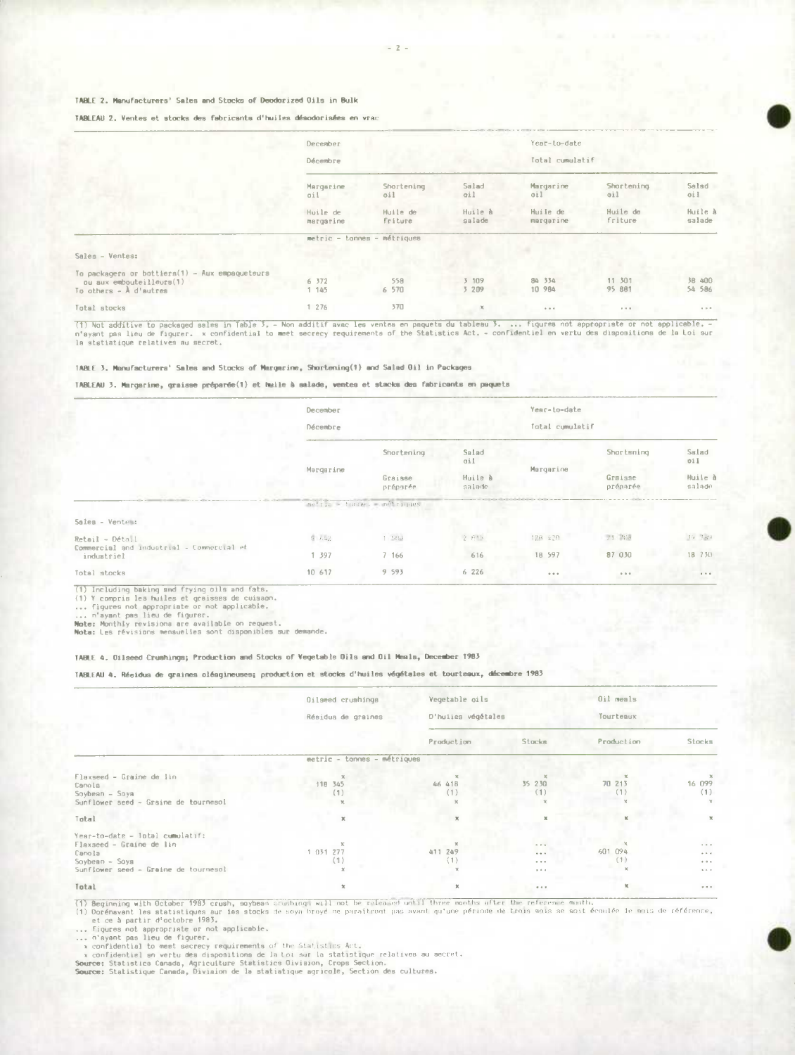TABLE 2. Manufacturers' Sales and Stocks of Deodorized Oils in Bulk

TABLEAU 2. Ventes et stocks des fabricants d'huiles désodorisées en vrac

| | December<br>Décembre | | | Year-to-date<br>Total cumulatif | | |
|---|---|---|---|---|---|---|
| | Margarine oil<br>Huile de margarine | Shortening oil<br>Huile de friture | Salad oil<br>Huile à salade | Margarine oil<br>Huile de margarine | Shortening oil<br>Huile de friture | Salad oil<br>Huile à salade |
| | metric - tonnes - métriques | | | | | |
| Sales - Ventes: | | | | | | |
| To packagers or bottlers(1) - Aux empaqueteurs ou aux embouteilleurs(1) | 6 372 | 558 | 3 109 | 84 334 | 11 301 | 38 400 |
| To others - À d'autres | 1 145 | 6 570 | 3 209 | 10 984 | 95 881 | 54 586 |
| Total stocks | 1 276 | 370 | x | ... | ... | ... |

(1) Not additive to packaged sales in Table 3. - Non additif avec les ventes en paquets du tableau 3. ... figures not appropriate or not applicable. - n'ayant pas lieu de figurer. x confidential to meet secrecy requirements of the Statistics Act. - confidentiel en vertu des dispositions de la Loi sur la statistique relatives au secret.

TABLE 3. Manufacturers' Sales and Stocks of Margarine, Shortening(1) and Salad Oil in Packages

TABLEAU 3. Margarine, graisse préparée(1) et huile à salade, ventes et stocks des fabricants en paquets

| | December<br>Décembre | | | Year-to-date<br>Total cumulatif | | |
|---|---|---|---|---|---|---|
| | Margarine | Shortening<br>Graisse préparée | Salad oil<br>Huile à salade | Margarine | Shortening<br>Graisse préparée | Salad oil<br>Huile à salade |
| | metric - tonnes - métriques | | | | | |
| Sales - Ventes: | | | | | | |
| Retail - Détail | 8 742 | 1 580 | 2 815 | 128 420 | 21 748 | 34 789 |
| Commercial and industrial - Commercial et industriel | 1 397 | 7 166 | 616 | 18 597 | 87 030 | 18 730 |
| Total stocks | 10 617 | 9 593 | 6 226 | ... | ... | ... |

(1) Including baking and frying oils and fats.
(1) Y compris les huiles et graisses de cuisson.
... figures not appropriate or not applicable.
... n'ayant pas lieu de figurer.
**Note:** Monthly revisions are available on request.
**Nota:** Les révisions mensuelles sont disponibles sur demande.

TABLE 4. Oilseed Crushings; Production and Stocks of Vegetable Oils and Oil Meals, December 1983

TABLEAU 4. Résidus de graines oléagineuses; production et stocks d'huiles végétales et tourteaux, décembre 1983

| | Oilseed crushings<br>Résidus de graines | Vegetable oils<br>D'huiles végétales | | Oil meals<br>Tourteaux | |
|---|---|---|---|---|---|
| | | Production | Stocks | Production | Stocks |
| | metric - tonnes - métriques | | | | |
| Flaxseed - Graine de lin | x | x | x | x | x |
| Canola | 118 345 | 46 418 | 35 230 | 70 213 | 16 099 |
| Soybean - Soya | (1) | (1) | (1) | (1) | (1) |
| Sunflower seed - Graine de tournesol | x | x | x | x | x |
| Total | x | x | x | x | x |
| Year-to-date - Total cumulatif: | | | | | |
| Flaxseed - Graine de lin | x | x | ... | x | ... |
| Canola | 1 031 277 | 411 249 | ... | 601 094 | ... |
| Soybean - Soya | (1) | (1) | ... | (1) | ... |
| Sunflower seed - Graine de tournesol | x | x | ... | x | ... |
| Total | x | x | ... | x | ... |

(1) Beginning with October 1983 crush, soybean crushings will not be released until three months after the reference month.
(1) Dorénavant les statistiques sur les stocks de soya broyé ne paraîtront pas avant qu'une période de trois mois se soit écoulée le mois de référence, et ce à partir d'octobre 1983.
... figures not appropriate or not applicable.
... n'ayant pas lieu de figurer.
x confidential to meet secrecy requirements of the Statistics Act.
x confidentiel en vertu des dispositions de la Loi sur la statistique relatives au secret.
**Source:** Statistics Canada, Agriculture Statistics Division, Crops Section.
**Source:** Statistique Canada, Division de la statistique agricole, Section des cultures.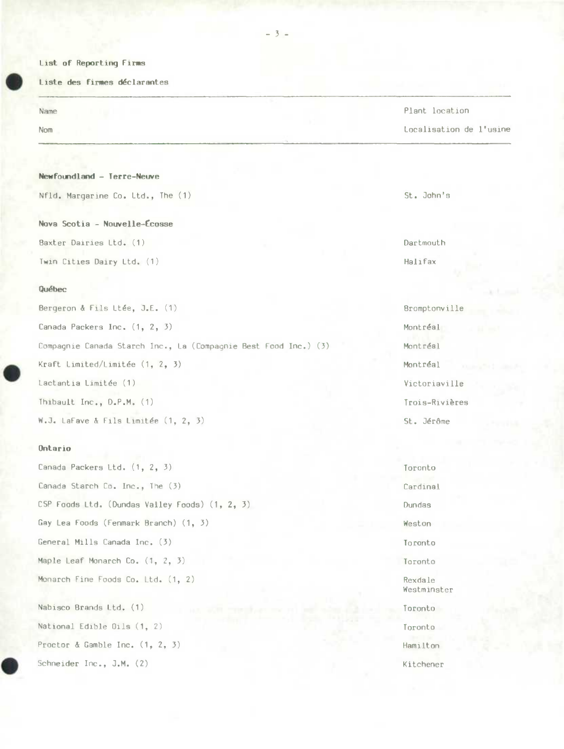List of Reporting Firms

Liste des firmes déclarantes

| Name<br>Nom | Plant location<br>Localisation de l'usine |
|---|---|
| **Newfoundland - Terre-Neuve** | |
| Nfld. Margarine Co. Ltd., The (1) | St. John's |
| **Nova Scotia - Nouvelle-Écosse** | |
| Baxter Dairies Ltd. (1) | Dartmouth |
| Twin Cities Dairy Ltd. (1) | Halifax |
| **Québec** | |
| Bergeron & Fils Ltée, J.E. (1) | Bromptonville |
| Canada Packers Inc. (1, 2, 3) | Montréal |
| Compagnie Canada Starch Inc., La (Compagnie Best Food Inc.) (3) | Montréal |
| Kraft Limited/Limitée (1, 2, 3) | Montréal |
| Lactantia Limitée (1) | Victoriaville |
| Thibault Inc., D.P.M. (1) | Trois-Rivières |
| W.J. LaFave & Fils Limitée (1, 2, 3) | St. Jérôme |
| **Ontario** | |
| Canada Packers Ltd. (1, 2, 3) | Toronto |
| Canada Starch Co. Inc., The (3) | Cardinal |
| CSP Foods Ltd. (Dundas Valley Foods) (1, 2, 3) | Dundas |
| Gay Lea Foods (Fenmark Branch) (1, 3) | Weston |
| General Mills Canada Inc. (3) | Toronto |
| Maple Leaf Monarch Co. (1, 2, 3) | Toronto |
| Monarch Fine Foods Co. Ltd. (1, 2) | Rexdale<br>Westminster |
| Nabisco Brands Ltd. (1) | Toronto |
| National Edible Oils (1, 2) | Toronto |
| Proctor & Gamble Inc. (1, 2, 3) | Hamilton |
| Schneider Inc., J.M. (2) | Kitchener |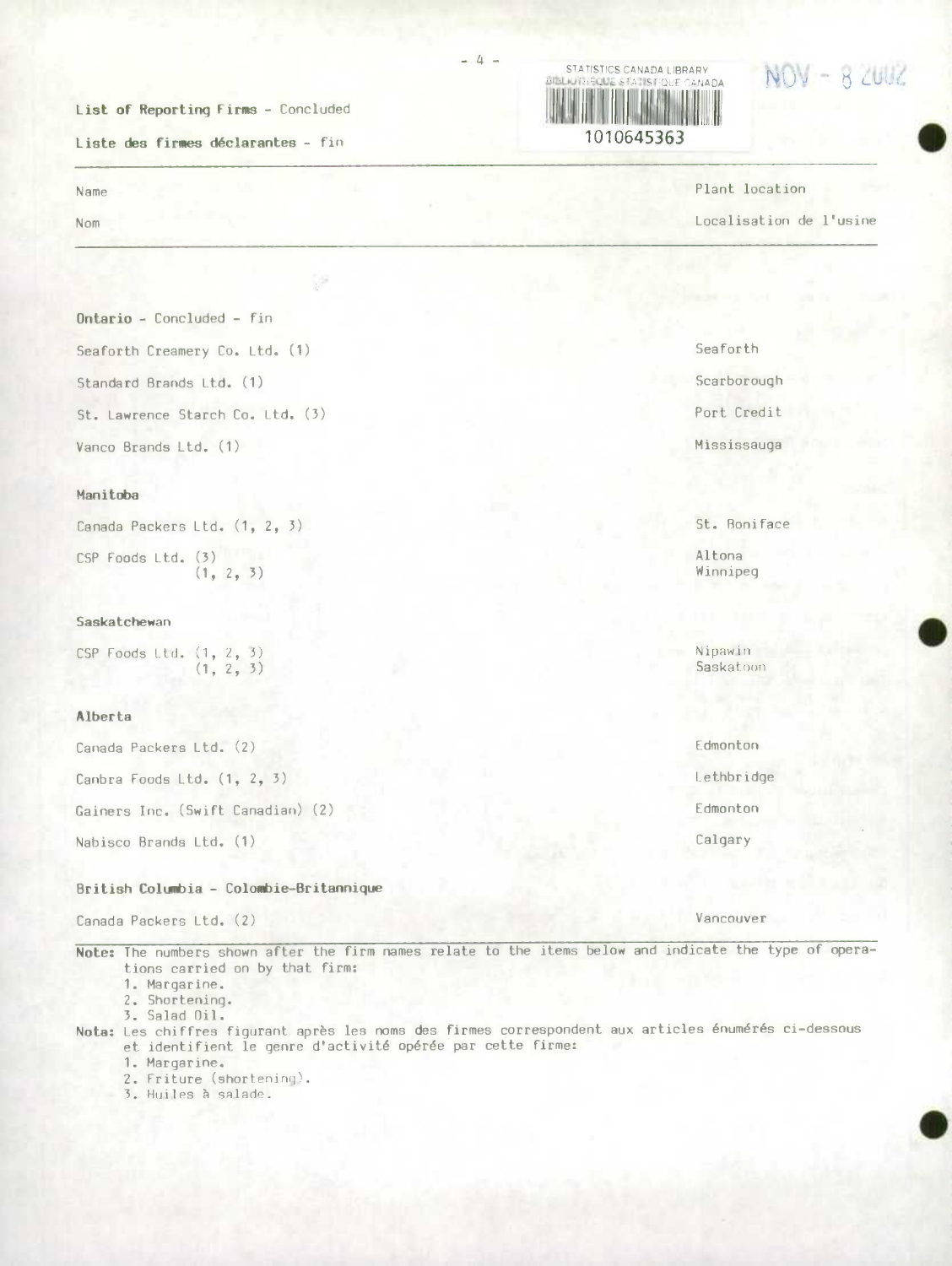List of Reporting Firms - Concluded

Liste des firmes déclarantes - fin

| Name<br>Nom | Plant location<br>Localisation de l'usine |
|---|---|
| **Ontario** - Concluded - fin | |
| Seaforth Creamery Co. Ltd. (1) | Seaforth |
| Standard Brands Ltd. (1) | Scarborough |
| St. Lawrence Starch Co. Ltd. (3) | Port Credit |
| Vanco Brands Ltd. (1) | Mississauga |
| **Manitoba** | |
| Canada Packers Ltd. (1, 2, 3) | St. Boniface |
| CSP Foods Ltd. (3) | Altona |
| (1, 2, 3) | Winnipeg |
| **Saskatchewan** | |
| CSP Foods Ltd. (1, 2, 3) | Nipawin |
| (1, 2, 3) | Saskatoon |
| **Alberta** | |
| Canada Packers Ltd. (2) | Edmonton |
| Canbra Foods Ltd. (1, 2, 3) | Lethbridge |
| Gainers Inc. (Swift Canadian) (2) | Edmonton |
| Nabisco Brands Ltd. (1) | Calgary |
| **British Columbia - Colombie-Britannique** | |
| Canada Packers Ltd. (2) | Vancouver |

**Note:** The numbers shown after the firm names relate to the items below and indicate the type of operations carried on by that firm:

1. Margarine.
2. Shortening.
3. Salad Oil.

**Nota:** Les chiffres figurant après les noms des firmes correspondent aux articles énumérés ci-dessous et identifient le genre d'activité opérée par cette firme:

1. Margarine.
2. Friture (shortening).
3. Huiles à salade.